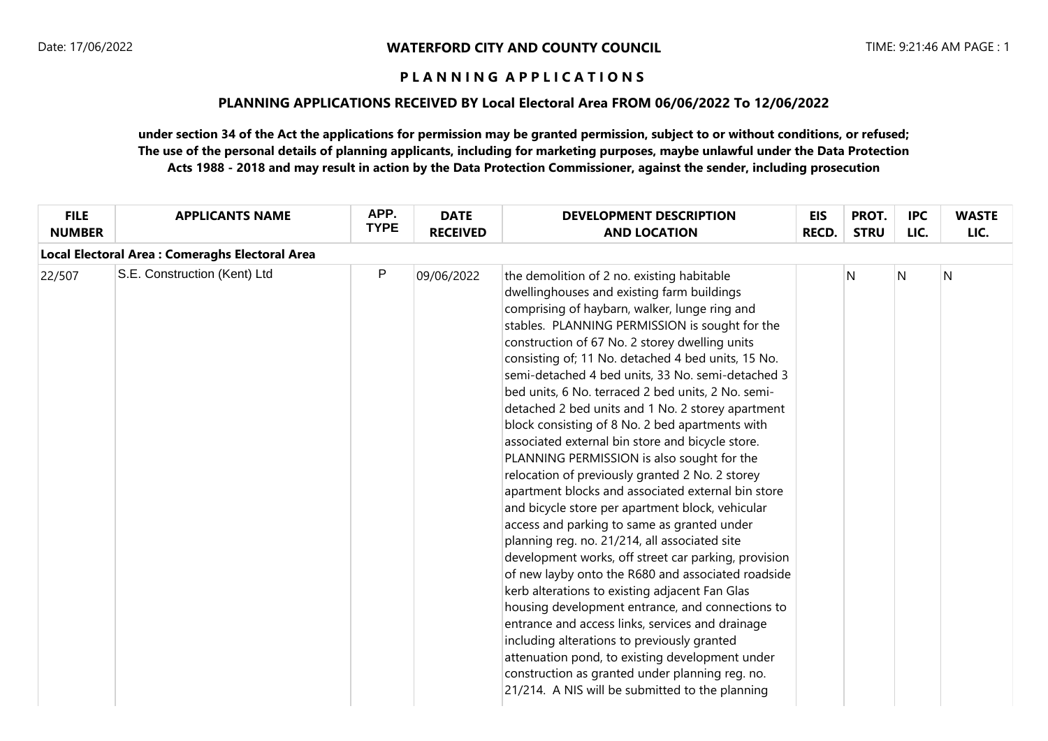**WATERFORD CITY AND COUNTY COUNCIL**

Date: 17/06/2022

TIME: 9:21:46 AM

# P L A N N I N G   A P P L I C A T I O N S

## PLANNING APPLICATIONS RECEIVED BY Local Electoral Area FROM 06/06/2022 To 12/06/2022

**under section 34 of the Act the applications for permission may be granted permission, subject to or without conditions, or refused; The use of the personal details of planning applicants, including for marketing purposes, maybe unlawful under the Data Protection Acts 1988 - 2018 and may result in action by the Data Protection Commissioner, against the sender, including prosecution**

| FILE NUMBER | APPLICANTS NAME | APP. TYPE | DATE RECEIVED | DEVELOPMENT DESCRIPTION AND LOCATION | EIS RECD. | PROT. STRU | IPC LIC. | WASTE LIC. |
|---|---|---|---|---|---|---|---|---|
| **Local Electoral Area : Comeraghs Electoral Area** | | | | | | | | |
| 22/507 | S.E. Construction (Kent) Ltd | P | 09/06/2022 | the demolition of 2 no. existing habitable dwellinghouses and existing farm buildings comprising of haybarn, walker, lunge ring and stables. PLANNING PERMISSION is sought for the construction of 67 No. 2 storey dwelling units consisting of; 11 No. detached 4 bed units, 15 No. semi-detached 4 bed units, 33 No. semi-detached 3 bed units, 6 No. terraced 2 bed units, 2 No. semi-detached 2 bed units and 1 No. 2 storey apartment block consisting of 8 No. 2 bed apartments with associated external bin store and bicycle store. PLANNING PERMISSION is also sought for the relocation of previously granted 2 No. 2 storey apartment blocks and associated external bin store and bicycle store per apartment block, vehicular access and parking to same as granted under planning reg. no. 21/214, all associated site development works, off street car parking, provision of new layby onto the R680 and associated roadside kerb alterations to existing adjacent Fan Glas housing development entrance, and connections to entrance and access links, services and drainage including alterations to previously granted attenuation pond, to existing development under construction as granted under planning reg. no. 21/214. A NIS will be submitted to the planning | | N | N | N |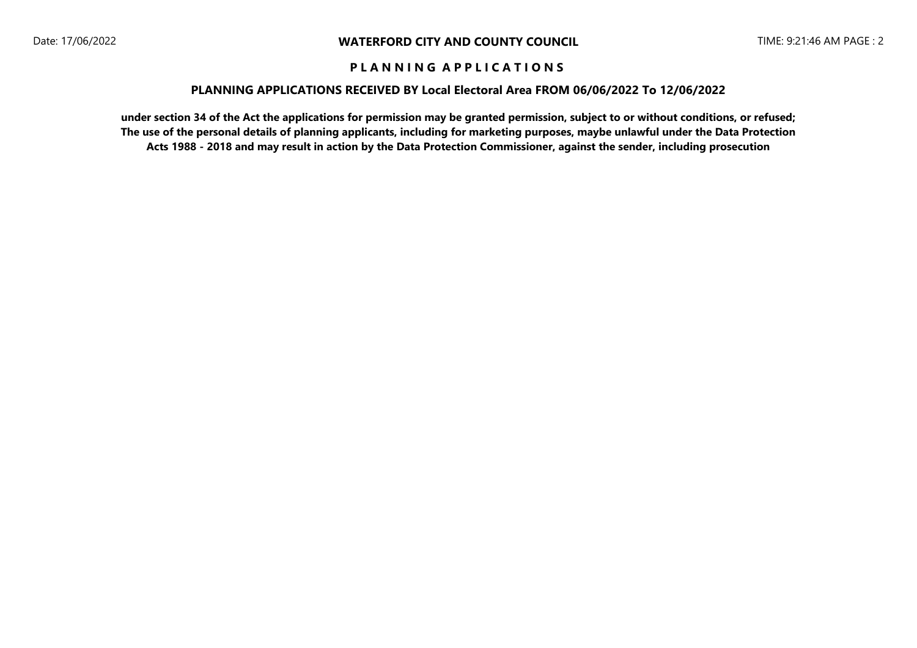**P L A N N I N G A P P L I C A T I O N S**

**PLANNING APPLICATIONS RECEIVED BY Local Electoral Area FROM 06/06/2022 To 12/06/2022**

**under section 34 of the Act the applications for permission may be granted permission, subject to or without conditions, or refused; The use of the personal details of planning applicants, including for marketing purposes, maybe unlawful under the Data Protection Acts 1988 - 2018 and may result in action by the Data Protection Commissioner, against the sender, including prosecution**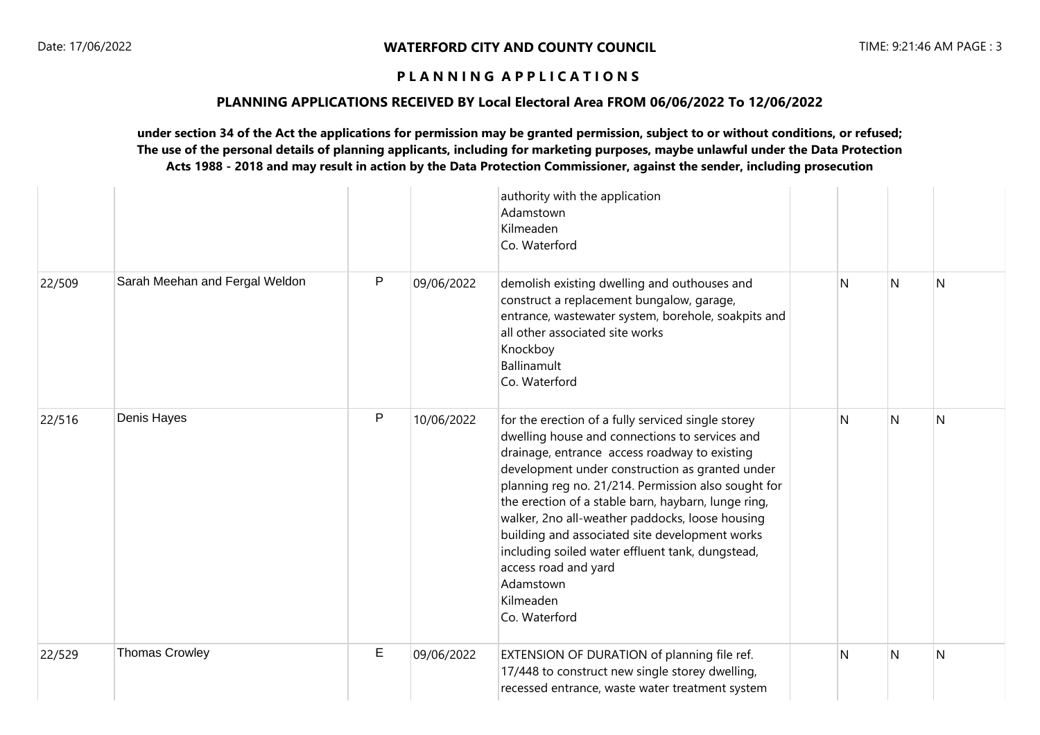**WATERFORD CITY AND COUNTY COUNCIL**

**P L A N N I N G  A P P L I C A T I O N S**

**PLANNING APPLICATIONS RECEIVED BY Local Electoral Area FROM 06/06/2022 To 12/06/2022**

**under section 34 of the Act the applications for permission may be granted permission, subject to or without conditions, or refused; The use of the personal details of planning applicants, including for marketing purposes, maybe unlawful under the Data Protection Acts 1988 - 2018 and may result in action by the Data Protection Commissioner, against the sender, including prosecution**

| | | | | | | | | |
|---|---|---|---|---|---|---|---|---|
| | | | | authority with the application<br>Adamstown<br>Kilmeaden<br>Co. Waterford | | | | |
| 22/509 | Sarah Meehan and Fergal Weldon | P | 09/06/2022 | demolish existing dwelling and outhouses and construct a replacement bungalow, garage, entrance, wastewater system, borehole, soakpits and all other associated site works<br>Knockboy<br>Ballinamult<br>Co. Waterford | | N | N | N |
| 22/516 | Denis Hayes | P | 10/06/2022 | for the erection of a fully serviced single storey dwelling house and connections to services and drainage, entrance access roadway to existing development under construction as granted under planning reg no. 21/214. Permission also sought for the erection of a stable barn, haybarn, lunge ring, walker, 2no all-weather paddocks, loose housing building and associated site development works including soiled water effluent tank, dungstead, access road and yard<br>Adamstown<br>Kilmeaden<br>Co. Waterford | | N | N | N |
| 22/529 | Thomas Crowley | E | 09/06/2022 | EXTENSION OF DURATION of planning file ref. 17/448 to construct new single storey dwelling, recessed entrance, waste water treatment system | | N | N | N |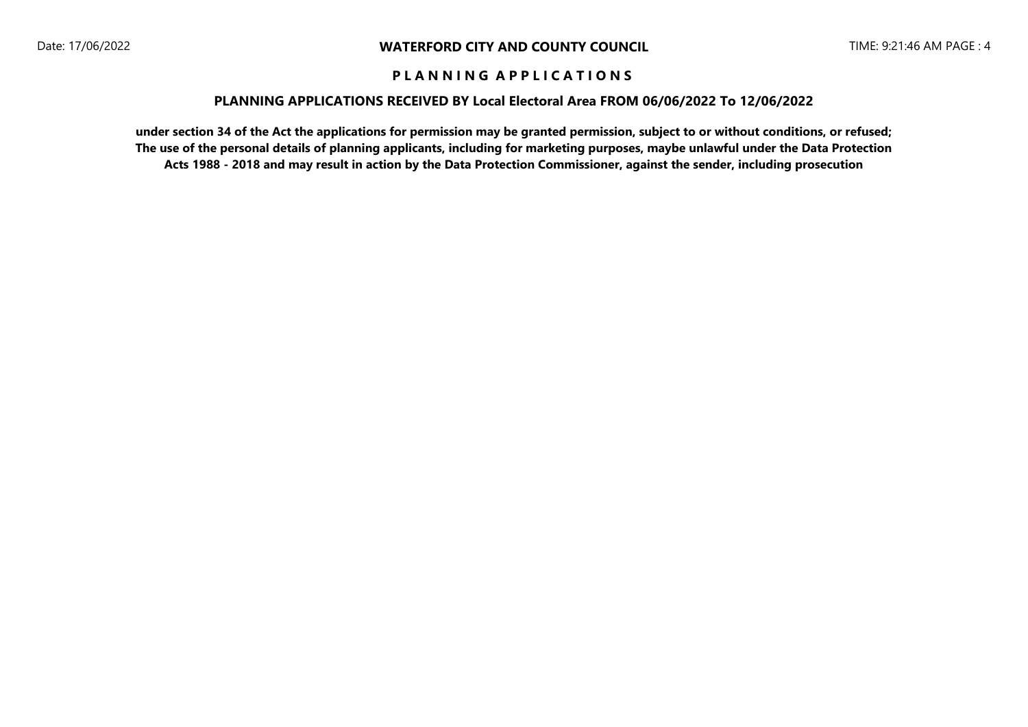**WATERFORD CITY AND COUNTY COUNCIL**

**P L A N N I N G A P P L I C A T I O N S**

**PLANNING APPLICATIONS RECEIVED BY Local Electoral Area FROM 06/06/2022 To 12/06/2022**

**under section 34 of the Act the applications for permission may be granted permission, subject to or without conditions, or refused; The use of the personal details of planning applicants, including for marketing purposes, maybe unlawful under the Data Protection Acts 1988 - 2018 and may result in action by the Data Protection Commissioner, against the sender, including prosecution**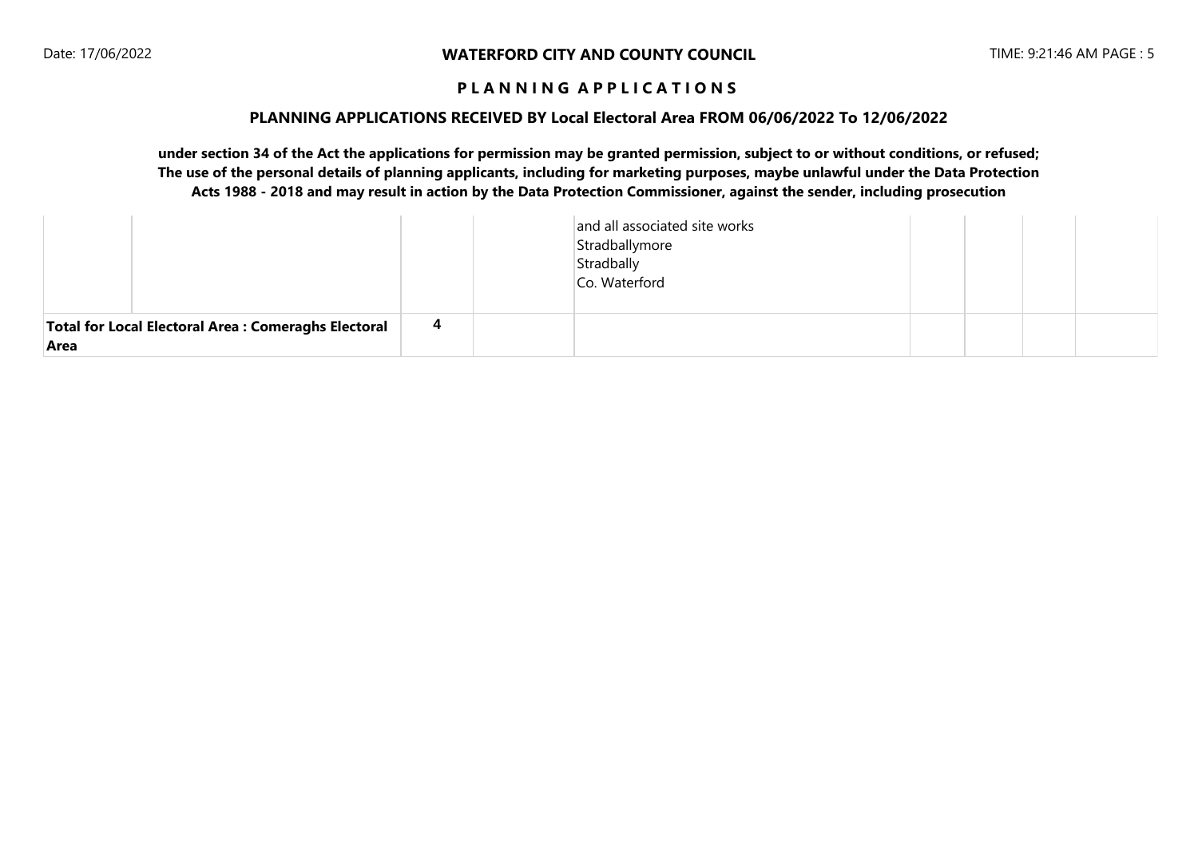**WATERFORD CITY AND COUNTY COUNCIL**

**P L A N N I N G  A P P L I C A T I O N S**

**PLANNING APPLICATIONS RECEIVED BY Local Electoral Area FROM 06/06/2022 To 12/06/2022**

**under section 34 of the Act the applications for permission may be granted permission, subject to or without conditions, or refused; The use of the personal details of planning applicants, including for marketing purposes, maybe unlawful under the Data Protection Acts 1988 - 2018 and may result in action by the Data Protection Commissioner, against the sender, including prosecution**

| | | | | | | | | |
|---|---|---|---|---|---|---|---|---|
| | | | | and all associated site works<br>Stradballymore<br>Stradbally<br>Co. Waterford | | | | |
| **Total for Local Electoral Area : Comeraghs Electoral Area** | | **4** | | | | | | |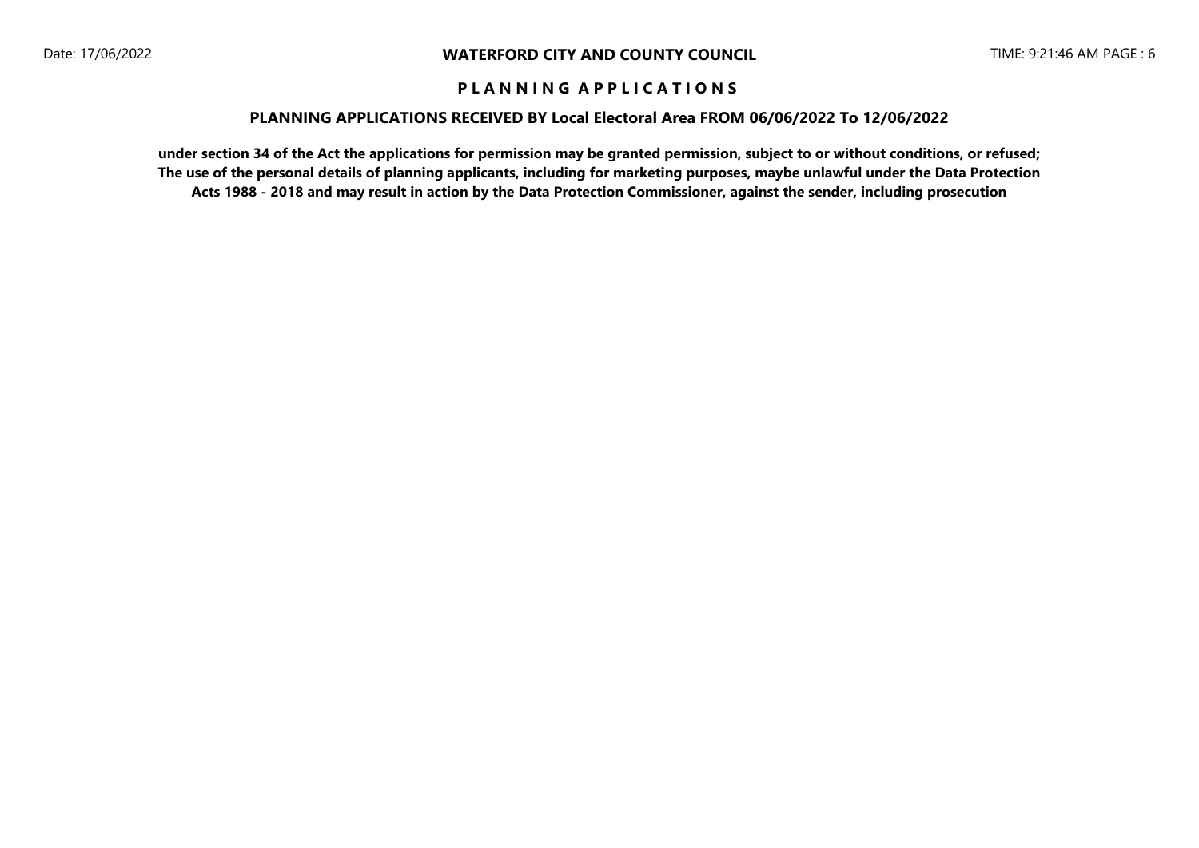# WATERFORD CITY AND COUNTY COUNCIL

## P L A N N I N G A P P L I C A T I O N S

### PLANNING APPLICATIONS RECEIVED BY Local Electoral Area FROM 06/06/2022 To 12/06/2022

**under section 34 of the Act the applications for permission may be granted permission, subject to or without conditions, or refused; The use of the personal details of planning applicants, including for marketing purposes, maybe unlawful under the Data Protection Acts 1988 - 2018 and may result in action by the Data Protection Commissioner, against the sender, including prosecution**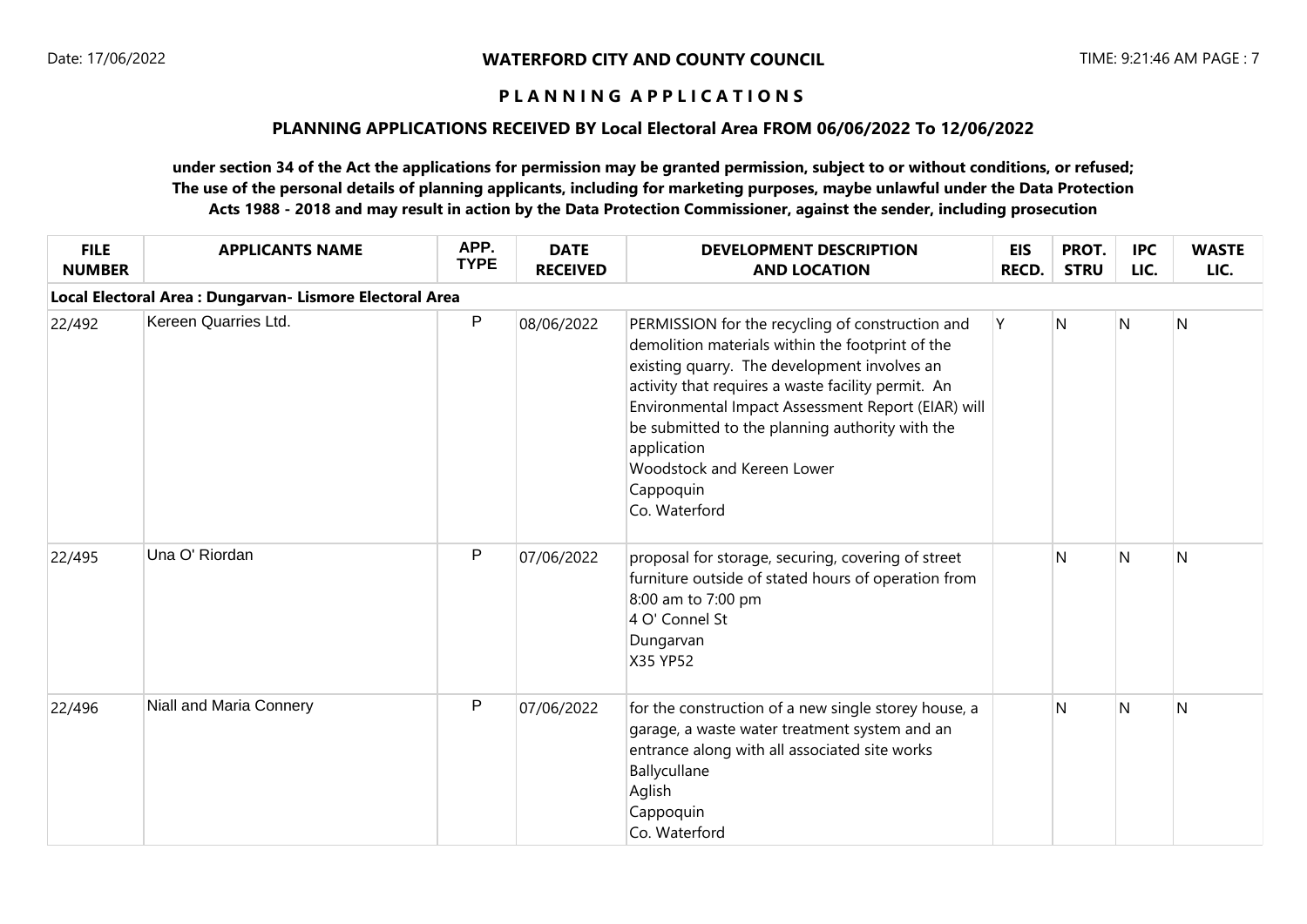**WATERFORD CITY AND COUNTY COUNCIL**

**P L A N N I N G  A P P L I C A T I O N S**

**PLANNING APPLICATIONS RECEIVED BY Local Electoral Area FROM 06/06/2022 To 12/06/2022**

**under section 34 of the Act the applications for permission may be granted permission, subject to or without conditions, or refused; The use of the personal details of planning applicants, including for marketing purposes, maybe unlawful under the Data Protection Acts 1988 - 2018 and may result in action by the Data Protection Commissioner, against the sender, including prosecution**

| FILE NUMBER | APPLICANTS NAME | APP. TYPE | DATE RECEIVED | DEVELOPMENT DESCRIPTION AND LOCATION | EIS RECD. | PROT. STRU | IPC LIC. | WASTE LIC. |
|---|---|---|---|---|---|---|---|---|
| **Local Electoral Area : Dungarvan- Lismore Electoral Area** | | | | | | | | |
| 22/492 | Kereen Quarries Ltd. | P | 08/06/2022 | PERMISSION for the recycling of construction and demolition materials within the footprint of the existing quarry. The development involves an activity that requires a waste facility permit. An Environmental Impact Assessment Report (EIAR) will be submitted to the planning authority with the application<br>Woodstock and Kereen Lower<br>Cappoquin<br>Co. Waterford | Y | N | N | N |
| 22/495 | Una O' Riordan | P | 07/06/2022 | proposal for storage, securing, covering of street furniture outside of stated hours of operation from 8:00 am to 7:00 pm<br>4 O' Connel St<br>Dungarvan<br>X35 YP52 | | N | N | N |
| 22/496 | Niall and Maria Connery | P | 07/06/2022 | for the construction of a new single storey house, a garage, a waste water treatment system and an entrance along with all associated site works<br>Ballycullane<br>Aglish<br>Cappoquin<br>Co. Waterford | | N | N | N |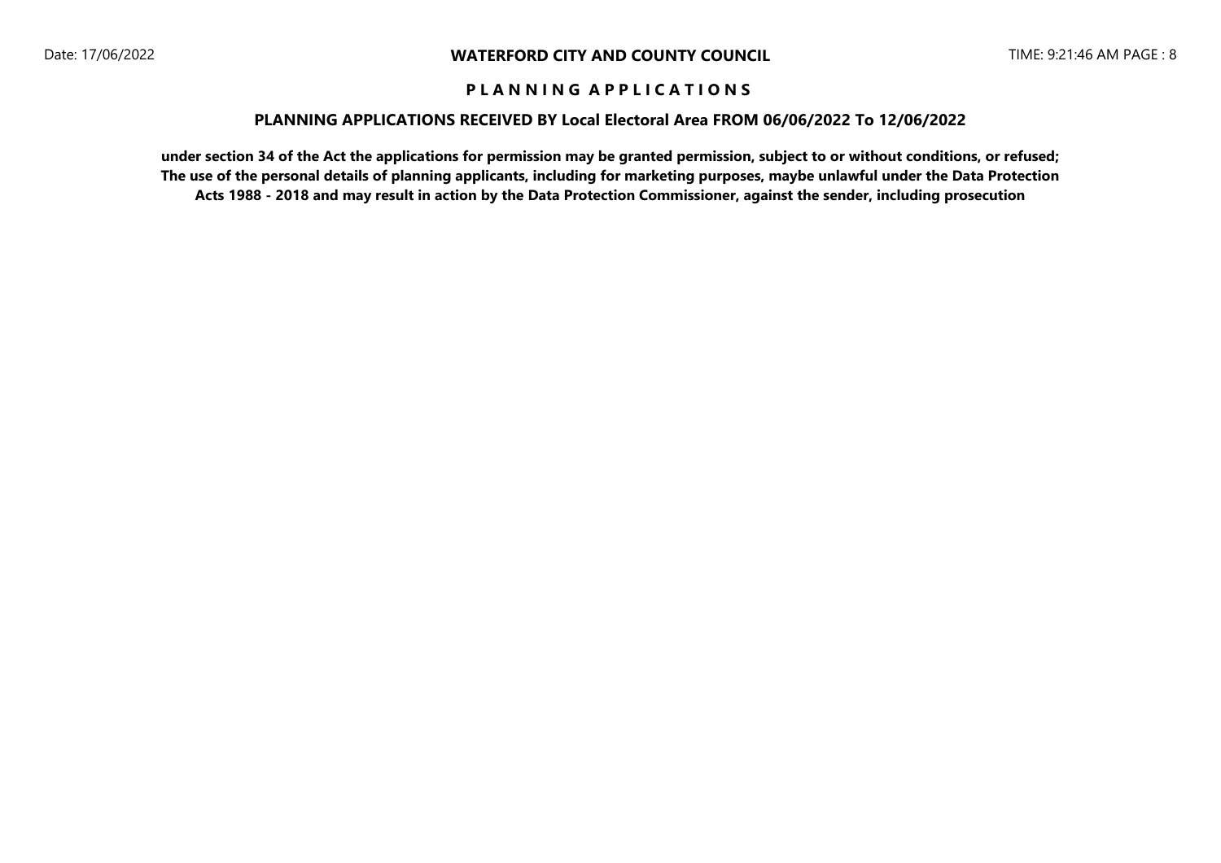# WATERFORD CITY AND COUNTY COUNCIL

## P L A N N I N G   A P P L I C A T I O N S

### PLANNING APPLICATIONS RECEIVED BY Local Electoral Area FROM 06/06/2022 To 12/06/2022

**under section 34 of the Act the applications for permission may be granted permission, subject to or without conditions, or refused; The use of the personal details of planning applicants, including for marketing purposes, maybe unlawful under the Data Protection Acts 1988 - 2018 and may result in action by the Data Protection Commissioner, against the sender, including prosecution**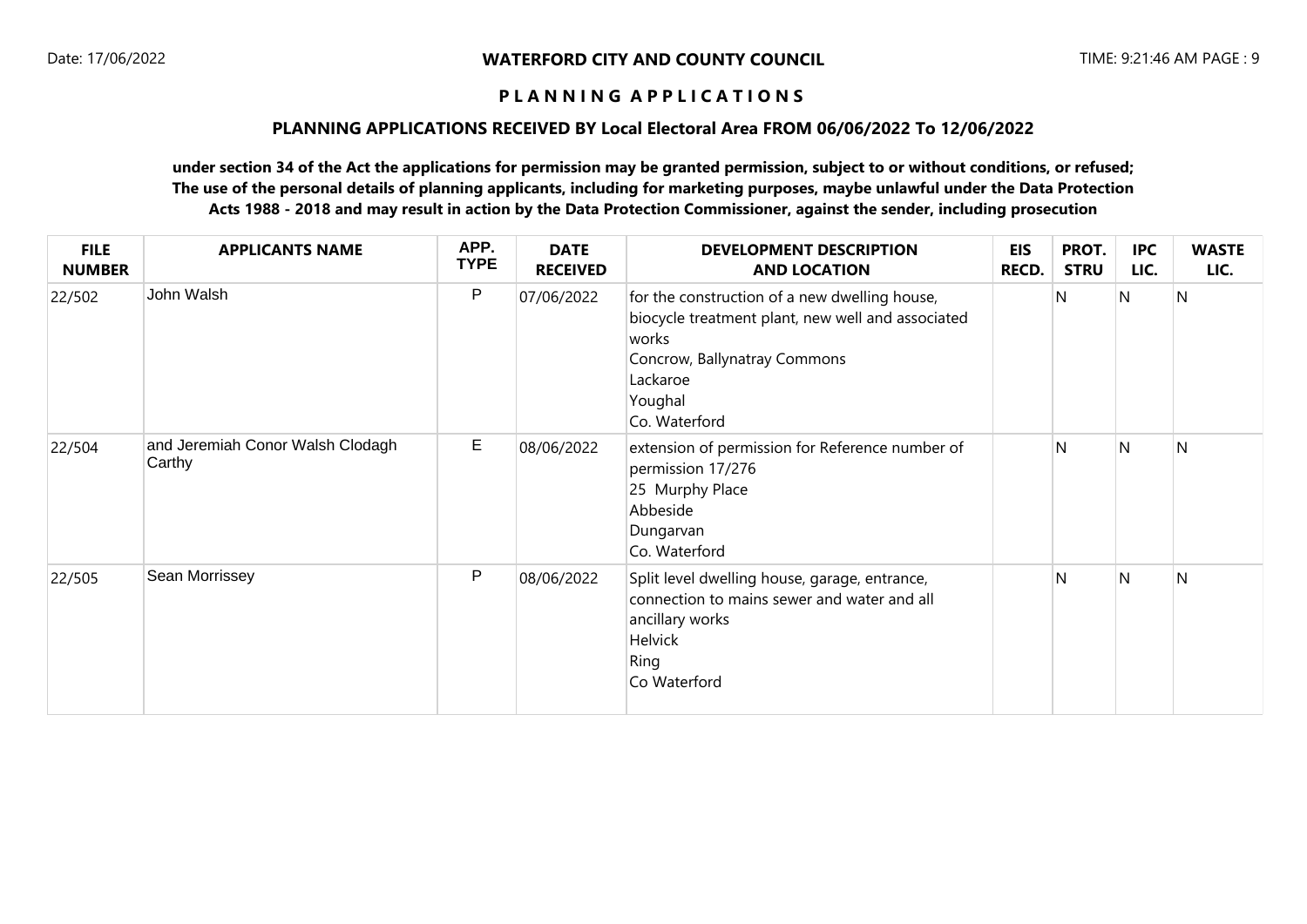## WATERFORD CITY AND COUNTY COUNCIL

### PLANNING APPLICATIONS

### PLANNING APPLICATIONS RECEIVED BY Local Electoral Area FROM 06/06/2022 To 12/06/2022

**under section 34 of the Act the applications for permission may be granted permission, subject to or without conditions, or refused; The use of the personal details of planning applicants, including for marketing purposes, maybe unlawful under the Data Protection Acts 1988 - 2018 and may result in action by the Data Protection Commissioner, against the sender, including prosecution**

| FILE NUMBER | APPLICANTS NAME | APP. TYPE | DATE RECEIVED | DEVELOPMENT DESCRIPTION AND LOCATION | EIS RECD. | PROT. STRU | IPC LIC. | WASTE LIC. |
|---|---|---|---|---|---|---|---|---|
| 22/502 | John Walsh | P | 07/06/2022 | for the construction of a new dwelling house, biocycle treatment plant, new well and associated works<br>Concrow, Ballynatray Commons<br>Lackaroe<br>Youghal<br>Co. Waterford | | N | N | N |
| 22/504 | and Jeremiah Conor Walsh Clodagh Carthy | E | 08/06/2022 | extension of permission for Reference number of permission 17/276<br>25 Murphy Place<br>Abbeside<br>Dungarvan<br>Co. Waterford | | N | N | N |
| 22/505 | Sean Morrissey | P | 08/06/2022 | Split level dwelling house, garage, entrance, connection to mains sewer and water and all ancillary works<br>Helvick<br>Ring<br>Co Waterford | | N | N | N |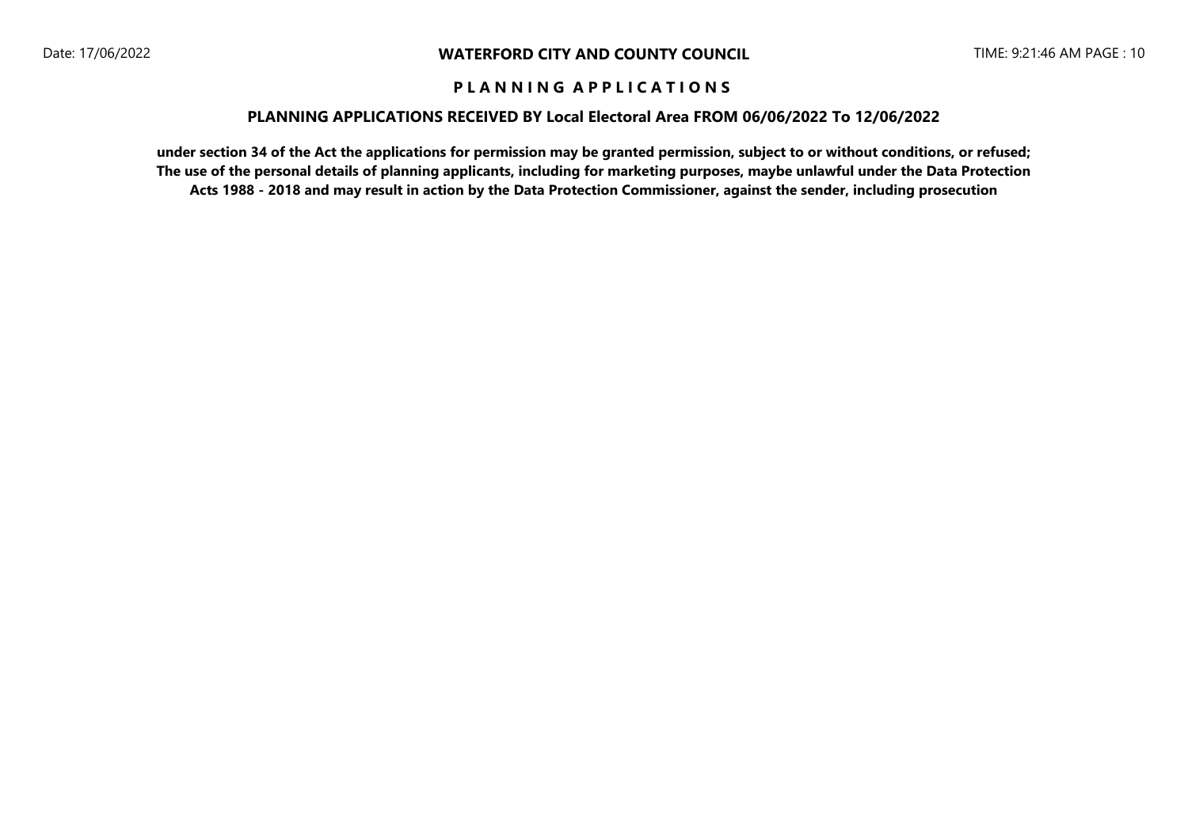# WATERFORD CITY AND COUNTY COUNCIL

## P L A N N I N G  A P P L I C A T I O N S

### PLANNING APPLICATIONS RECEIVED BY Local Electoral Area FROM 06/06/2022 To 12/06/2022

**under section 34 of the Act the applications for permission may be granted permission, subject to or without conditions, or refused; The use of the personal details of planning applicants, including for marketing purposes, maybe unlawful under the Data Protection Acts 1988 - 2018 and may result in action by the Data Protection Commissioner, against the sender, including prosecution**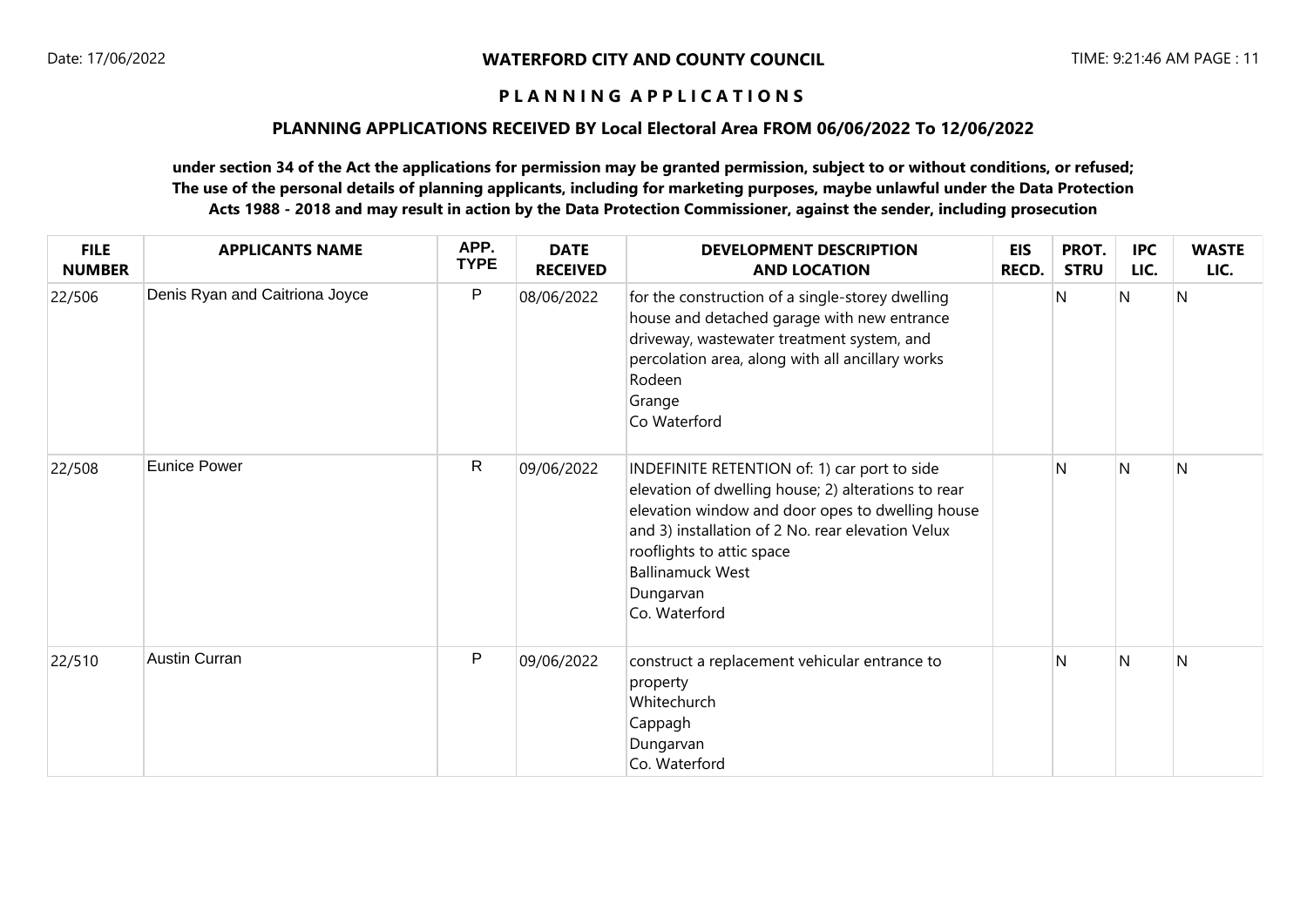**WATERFORD CITY AND COUNTY COUNCIL**

**P L A N N I N G  A P P L I C A T I O N S**

**PLANNING APPLICATIONS RECEIVED BY Local Electoral Area FROM 06/06/2022 To 12/06/2022**

**under section 34 of the Act the applications for permission may be granted permission, subject to or without conditions, or refused; The use of the personal details of planning applicants, including for marketing purposes, maybe unlawful under the Data Protection Acts 1988 - 2018 and may result in action by the Data Protection Commissioner, against the sender, including prosecution**

| FILE NUMBER | APPLICANTS NAME | APP. TYPE | DATE RECEIVED | DEVELOPMENT DESCRIPTION AND LOCATION | EIS RECD. | PROT. STRU | IPC LIC. | WASTE LIC. |
|---|---|---|---|---|---|---|---|---|
| 22/506 | Denis Ryan and Caitriona Joyce | P | 08/06/2022 | for the construction of a single-storey dwelling house and detached garage with new entrance driveway, wastewater treatment system, and percolation area, along with all ancillary works<br>Rodeen<br>Grange<br>Co Waterford | | N | N | N |
| 22/508 | Eunice Power | R | 09/06/2022 | INDEFINITE RETENTION of: 1) car port to side elevation of dwelling house; 2) alterations to rear elevation window and door opes to dwelling house and 3) installation of 2 No. rear elevation Velux rooflights to attic space<br>Ballinamuck West<br>Dungarvan<br>Co. Waterford | | N | N | N |
| 22/510 | Austin Curran | P | 09/06/2022 | construct a replacement vehicular entrance to property<br>Whitechurch<br>Cappagh<br>Dungarvan<br>Co. Waterford | | N | N | N |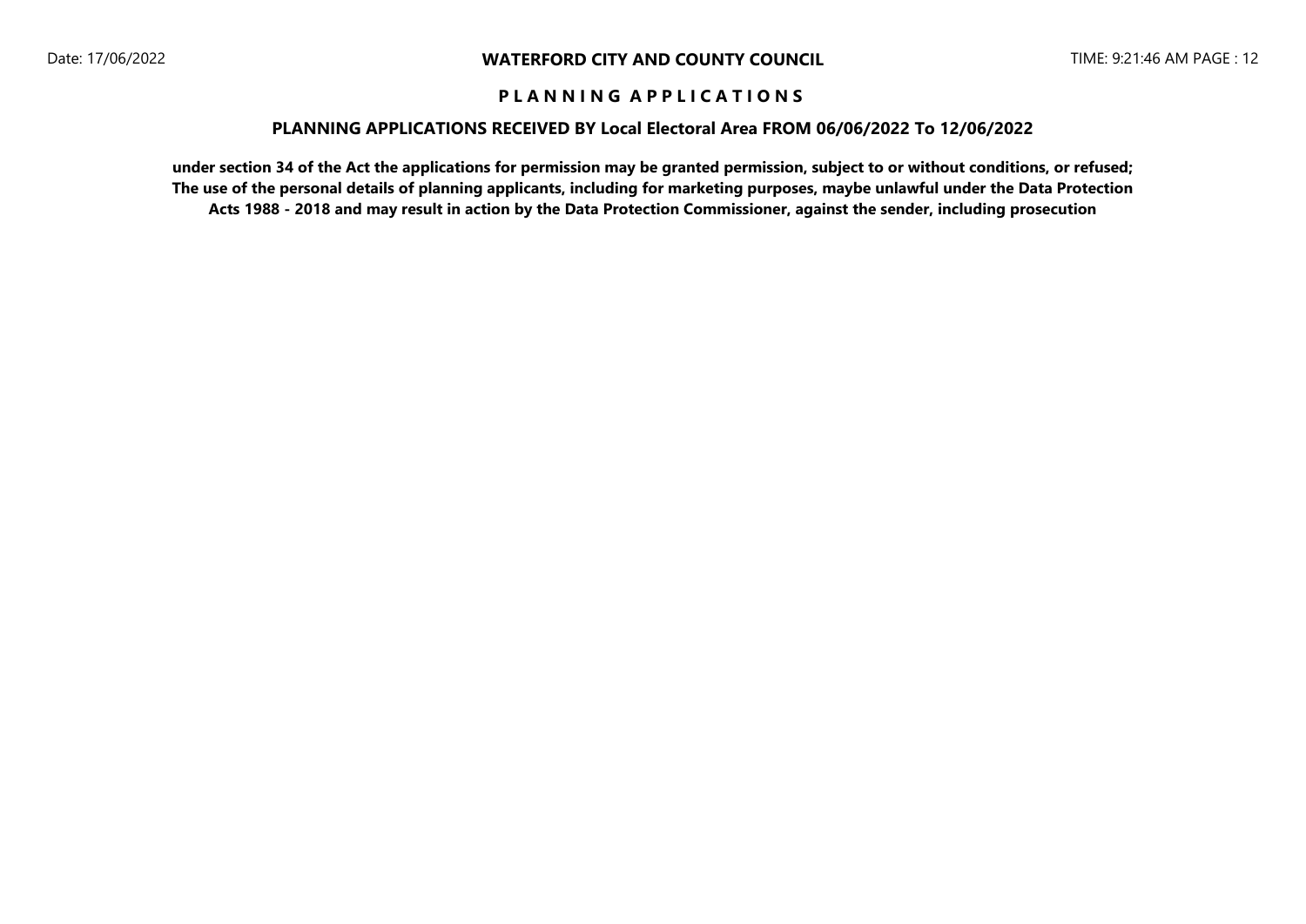**P L A N N I N G A P P L I C A T I O N S**

**PLANNING APPLICATIONS RECEIVED BY Local Electoral Area FROM 06/06/2022 To 12/06/2022**

**under section 34 of the Act the applications for permission may be granted permission, subject to or without conditions, or refused; The use of the personal details of planning applicants, including for marketing purposes, maybe unlawful under the Data Protection Acts 1988 - 2018 and may result in action by the Data Protection Commissioner, against the sender, including prosecution**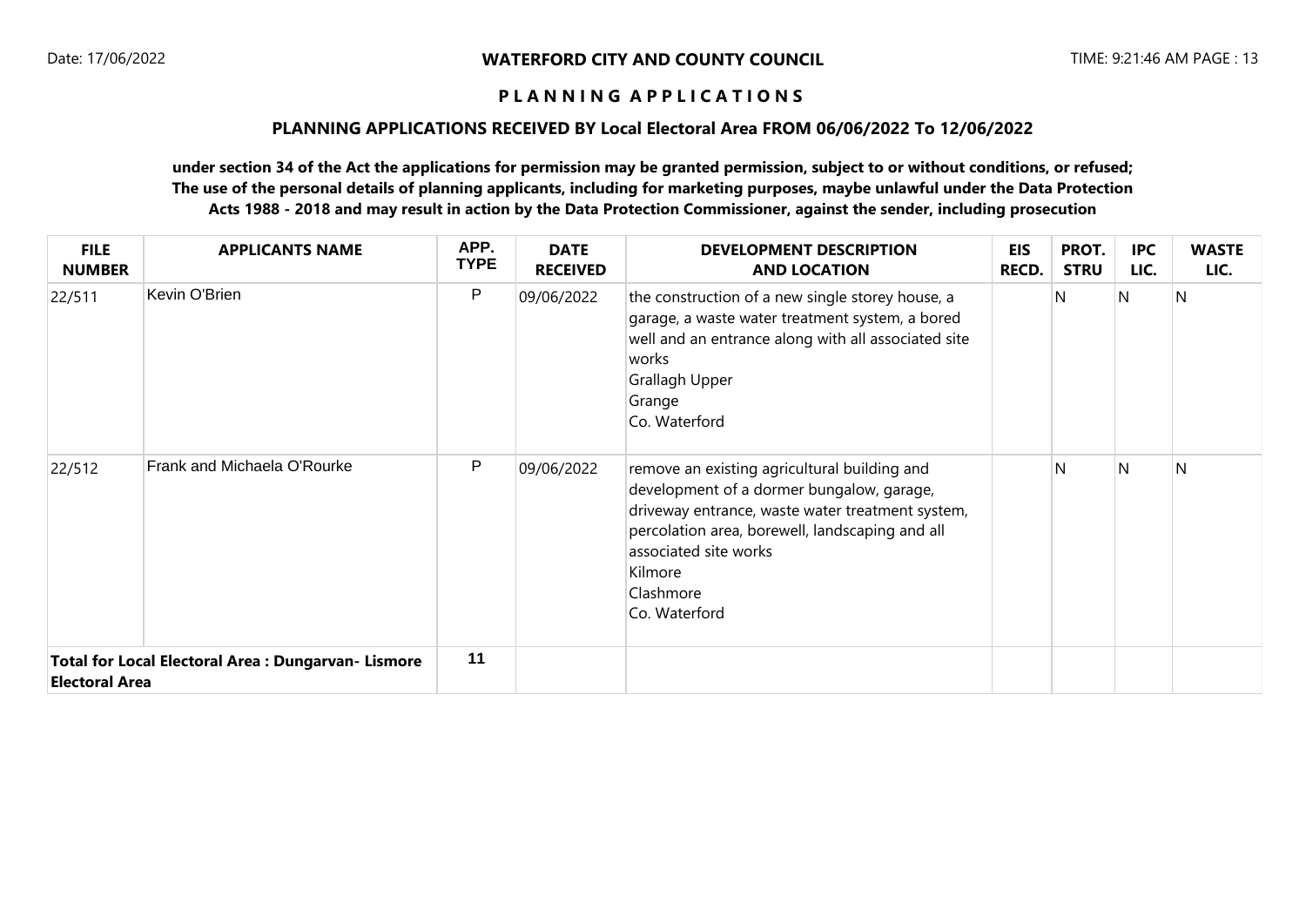## WATERFORD CITY AND COUNTY COUNCIL

### P L A N N I N G   A P P L I C A T I O N S

### PLANNING APPLICATIONS RECEIVED BY Local Electoral Area FROM 06/06/2022 To 12/06/2022

**under section 34 of the Act the applications for permission may be granted permission, subject to or without conditions, or refused; The use of the personal details of planning applicants, including for marketing purposes, maybe unlawful under the Data Protection Acts 1988 - 2018 and may result in action by the Data Protection Commissioner, against the sender, including prosecution**

| FILE NUMBER | APPLICANTS NAME | APP. TYPE | DATE RECEIVED | DEVELOPMENT DESCRIPTION AND LOCATION | EIS RECD. | PROT. STRU | IPC LIC. | WASTE LIC. |
|---|---|---|---|---|---|---|---|---|
| 22/511 | Kevin O'Brien | P | 09/06/2022 | the construction of a new single storey house, a garage, a waste water treatment system, a bored well and an entrance along with all associated site works<br>Grallagh Upper<br>Grange<br>Co. Waterford | | N | N | N |
| 22/512 | Frank and Michaela O'Rourke | P | 09/06/2022 | remove an existing agricultural building and development of a dormer bungalow, garage, driveway entrance, waste water treatment system, percolation area, borewell, landscaping and all associated site works<br>Kilmore<br>Clashmore<br>Co. Waterford | | N | N | N |
| **Total for Local Electoral Area : Dungarvan- Lismore Electoral Area** | | **11** | | | | | | |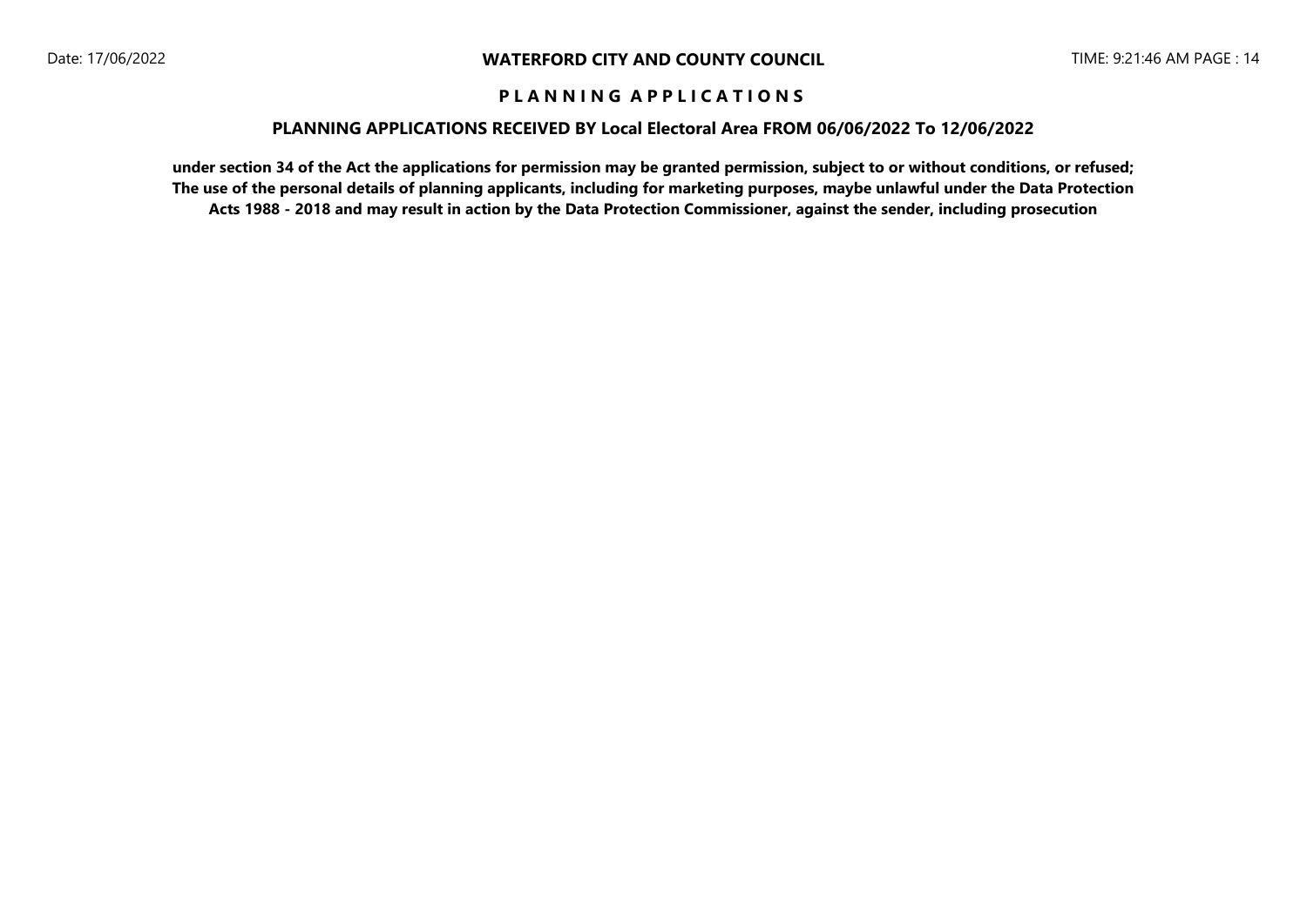# WATERFORD CITY AND COUNTY COUNCIL

## P L A N N I N G  A P P L I C A T I O N S

### PLANNING APPLICATIONS RECEIVED BY Local Electoral Area FROM 06/06/2022 To 12/06/2022

**under section 34 of the Act the applications for permission may be granted permission, subject to or without conditions, or refused; The use of the personal details of planning applicants, including for marketing purposes, maybe unlawful under the Data Protection Acts 1988 - 2018 and may result in action by the Data Protection Commissioner, against the sender, including prosecution**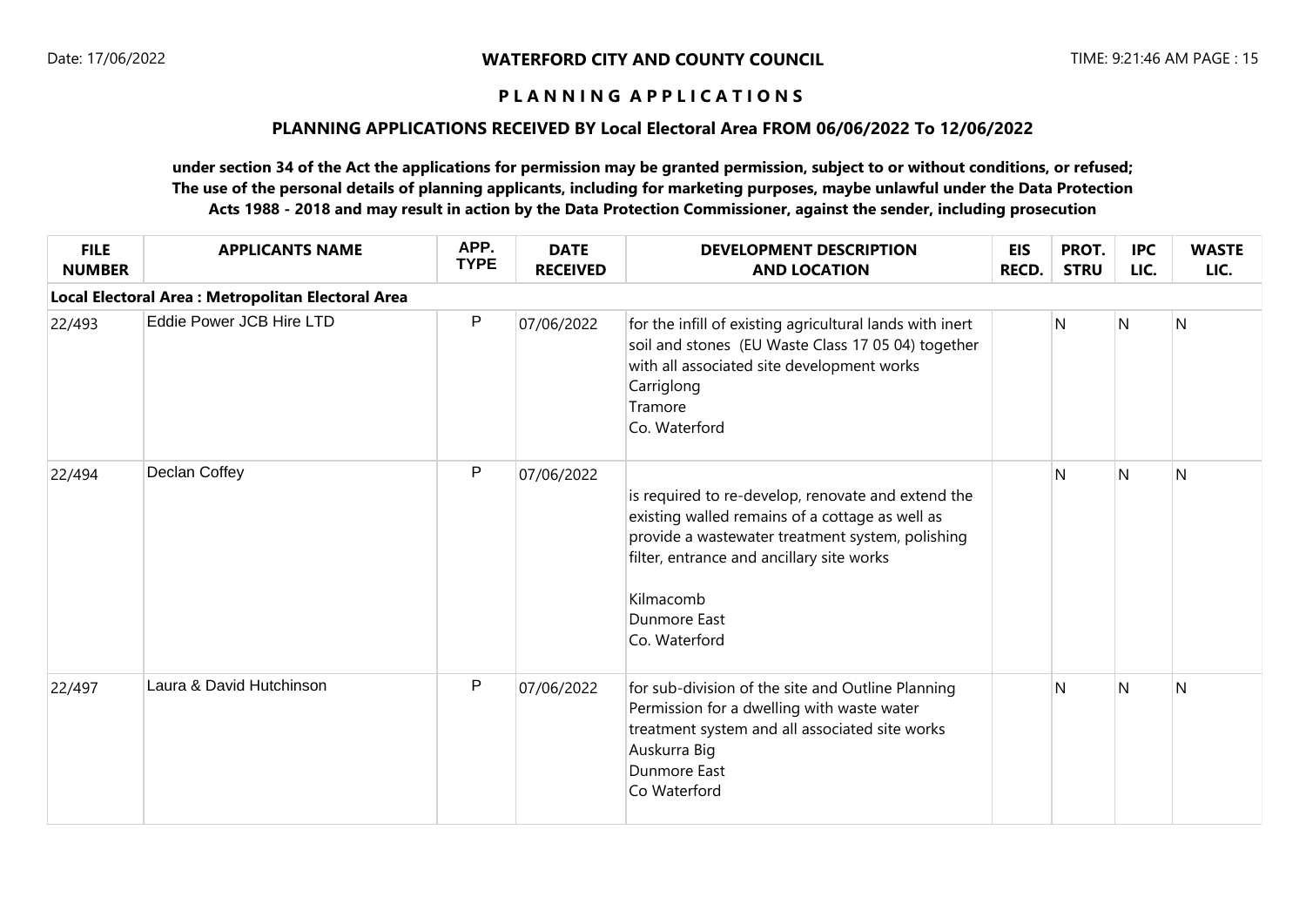**WATERFORD CITY AND COUNTY COUNCIL**

**P L A N N I N G A P P L I C A T I O N S**

**PLANNING APPLICATIONS RECEIVED BY Local Electoral Area FROM 06/06/2022 To 12/06/2022**

**under section 34 of the Act the applications for permission may be granted permission, subject to or without conditions, or refused; The use of the personal details of planning applicants, including for marketing purposes, maybe unlawful under the Data Protection Acts 1988 - 2018 and may result in action by the Data Protection Commissioner, against the sender, including prosecution**

| FILE NUMBER | APPLICANTS NAME | APP. TYPE | DATE RECEIVED | DEVELOPMENT DESCRIPTION AND LOCATION | EIS RECD. | PROT. STRU | IPC LIC. | WASTE LIC. |
|---|---|---|---|---|---|---|---|---|
| **Local Electoral Area : Metropolitan Electoral Area** | | | | | | | | |
| 22/493 | Eddie Power JCB Hire LTD | P | 07/06/2022 | for the infill of existing agricultural lands with inert soil and stones (EU Waste Class 17 05 04) together with all associated site development works<br>Carriglong<br>Tramore<br>Co. Waterford | | N | N | N |
| 22/494 | Declan Coffey | P | 07/06/2022 | is required to re-develop, renovate and extend the existing walled remains of a cottage as well as provide a wastewater treatment system, polishing filter, entrance and ancillary site works<br><br>Kilmacomb<br>Dunmore East<br>Co. Waterford | | N | N | N |
| 22/497 | Laura & David Hutchinson | P | 07/06/2022 | for sub-division of the site and Outline Planning Permission for a dwelling with waste water treatment system and all associated site works<br>Auskurra Big<br>Dunmore East<br>Co Waterford | | N | N | N |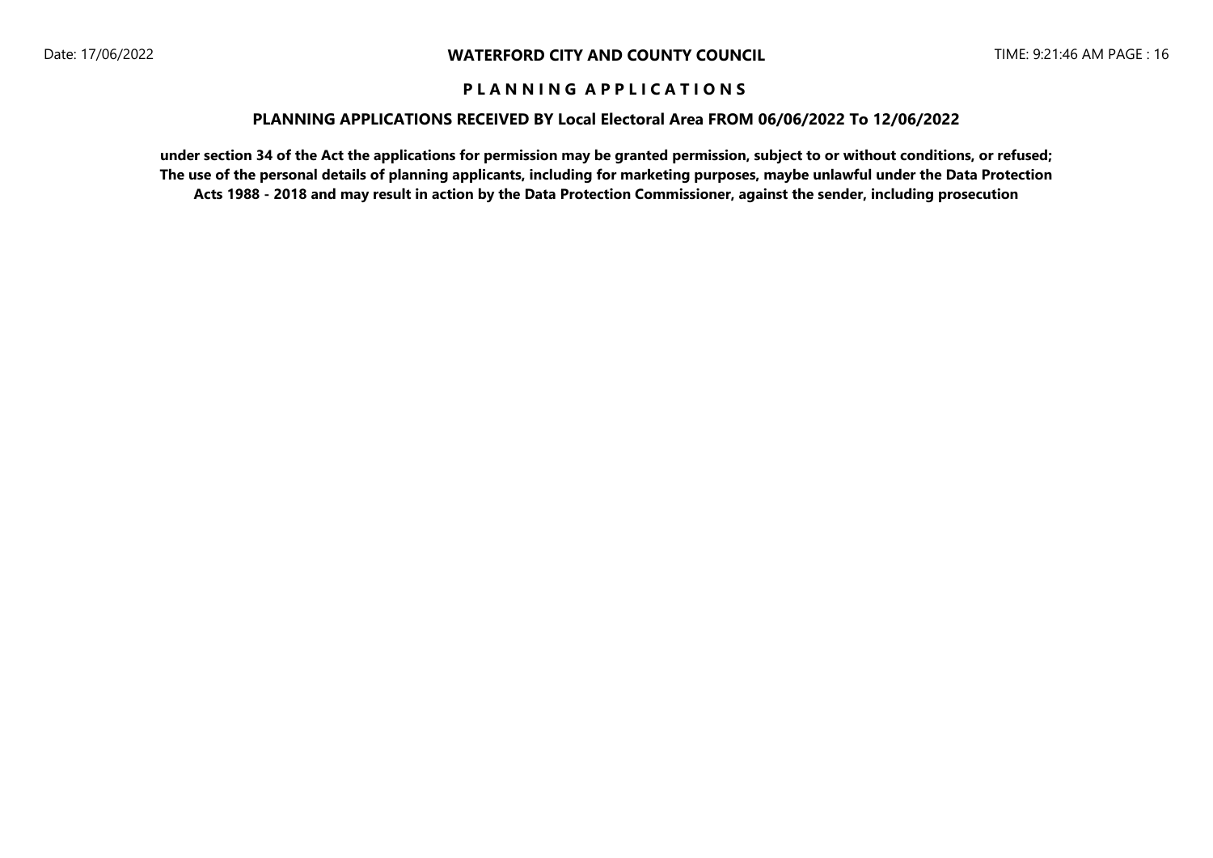**WATERFORD CITY AND COUNTY COUNCIL**

**P L A N N I N G A P P L I C A T I O N S**

**PLANNING APPLICATIONS RECEIVED BY Local Electoral Area FROM 06/06/2022 To 12/06/2022**

**under section 34 of the Act the applications for permission may be granted permission, subject to or without conditions, or refused; The use of the personal details of planning applicants, including for marketing purposes, maybe unlawful under the Data Protection Acts 1988 - 2018 and may result in action by the Data Protection Commissioner, against the sender, including prosecution**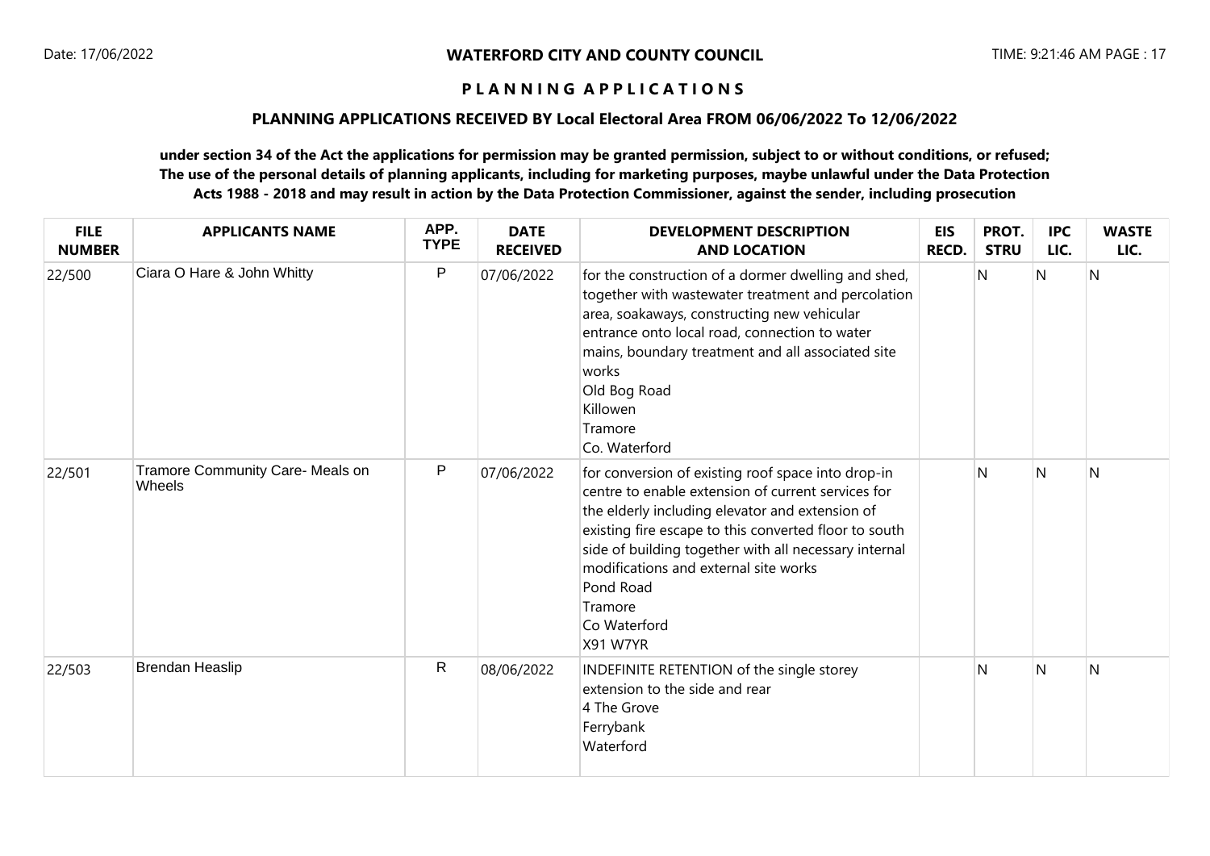# WATERFORD CITY AND COUNTY COUNCIL

## PLANNING APPLICATIONS

### PLANNING APPLICATIONS RECEIVED BY Local Electoral Area FROM 06/06/2022 To 12/06/2022

**under section 34 of the Act the applications for permission may be granted permission, subject to or without conditions, or refused; The use of the personal details of planning applicants, including for marketing purposes, maybe unlawful under the Data Protection Acts 1988 - 2018 and may result in action by the Data Protection Commissioner, against the sender, including prosecution**

| FILE NUMBER | APPLICANTS NAME | APP. TYPE | DATE RECEIVED | DEVELOPMENT DESCRIPTION AND LOCATION | EIS RECD. | PROT. STRU | IPC LIC. | WASTE LIC. |
|---|---|---|---|---|---|---|---|---|
| 22/500 | Ciara O Hare & John Whitty | P | 07/06/2022 | for the construction of a dormer dwelling and shed, together with wastewater treatment and percolation area, soakaways, constructing new vehicular entrance onto local road, connection to water mains, boundary treatment and all associated site works Old Bog Road Killowen Tramore Co. Waterford | | N | N | N |
| 22/501 | Tramore Community Care- Meals on Wheels | P | 07/06/2022 | for conversion of existing roof space into drop-in centre to enable extension of current services for the elderly including elevator and extension of existing fire escape to this converted floor to south side of building together with all necessary internal modifications and external site works Pond Road Tramore Co Waterford X91 W7YR | | N | N | N |
| 22/503 | Brendan Heaslip | R | 08/06/2022 | INDEFINITE RETENTION of the single storey extension to the side and rear 4 The Grove Ferrybank Waterford | | N | N | N |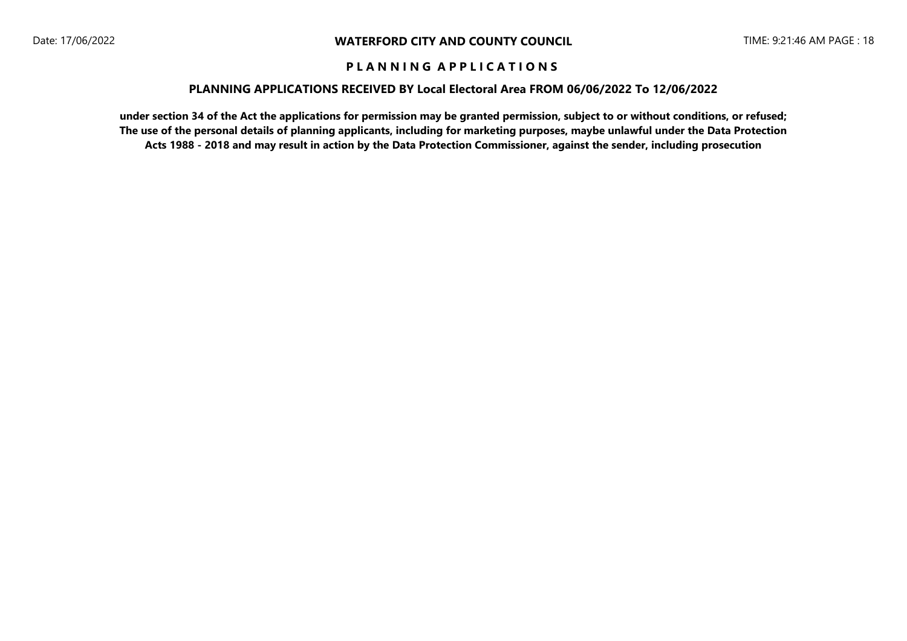## P L A N N I N G A P P L I C A T I O N S

### PLANNING APPLICATIONS RECEIVED BY Local Electoral Area FROM 06/06/2022 To 12/06/2022

**under section 34 of the Act the applications for permission may be granted permission, subject to or without conditions, or refused; The use of the personal details of planning applicants, including for marketing purposes, maybe unlawful under the Data Protection Acts 1988 - 2018 and may result in action by the Data Protection Commissioner, against the sender, including prosecution**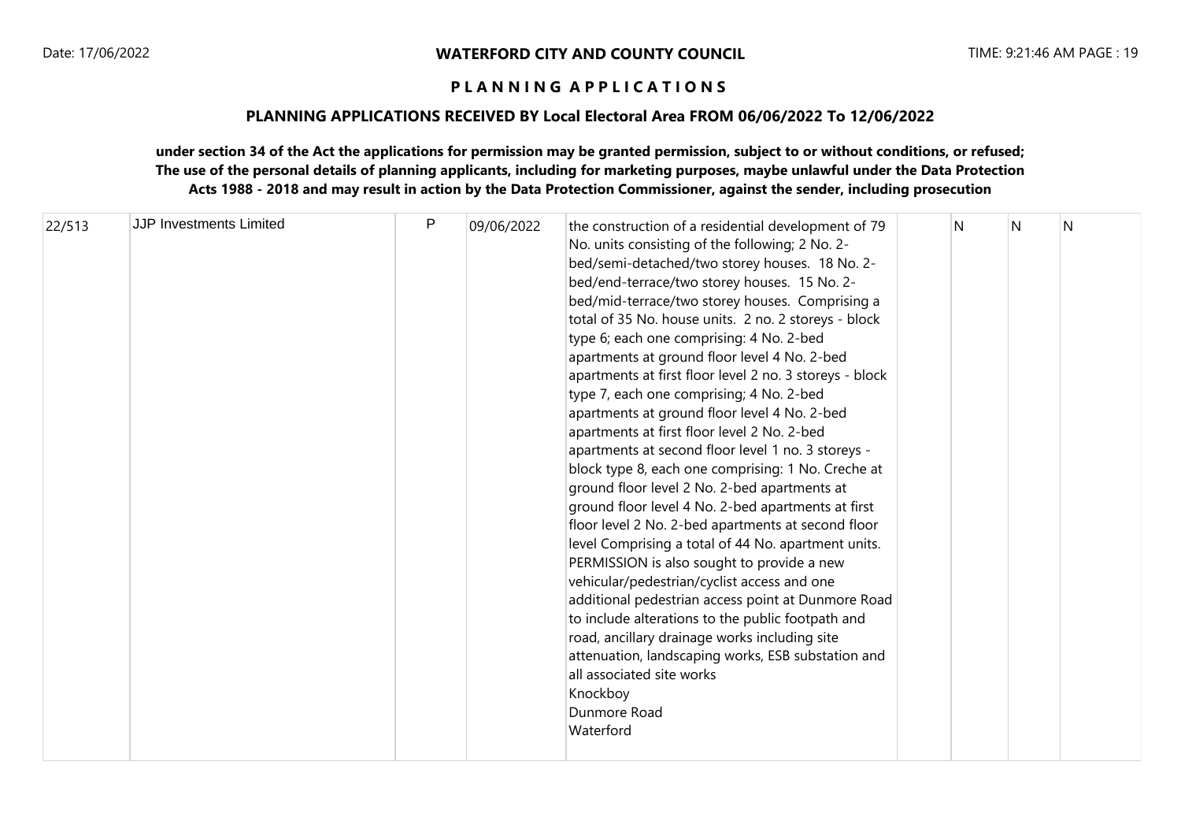**WATERFORD CITY AND COUNTY COUNCIL**

**P L A N N I N G   A P P L I C A T I O N S**

**PLANNING APPLICATIONS RECEIVED BY Local Electoral Area FROM 06/06/2022 To 12/06/2022**

**under section 34 of the Act the applications for permission may be granted permission, subject to or without conditions, or refused; The use of the personal details of planning applicants, including for marketing purposes, maybe unlawful under the Data Protection Acts 1988 - 2018 and may result in action by the Data Protection Commissioner, against the sender, including prosecution**

| | | | | | | | | |
|---|---|---|---|---|---|---|---|---|
| 22/513 | JJP Investments Limited | P | 09/06/2022 | the construction of a residential development of 79 No. units consisting of the following; 2 No. 2-bed/semi-detached/two storey houses. 18 No. 2-bed/end-terrace/two storey houses. 15 No. 2-bed/mid-terrace/two storey houses. Comprising a total of 35 No. house units. 2 no. 2 storeys - block type 6; each one comprising: 4 No. 2-bed apartments at ground floor level 4 No. 2-bed apartments at first floor level 2 no. 3 storeys - block type 7, each one comprising; 4 No. 2-bed apartments at ground floor level 4 No. 2-bed apartments at first floor level 2 No. 2-bed apartments at second floor level 1 no. 3 storeys - block type 8, each one comprising: 1 No. Creche at ground floor level 2 No. 2-bed apartments at ground floor level 4 No. 2-bed apartments at first floor level 2 No. 2-bed apartments at second floor level Comprising a total of 44 No. apartment units. PERMISSION is also sought to provide a new vehicular/pedestrian/cyclist access and one additional pedestrian access point at Dunmore Road to include alterations to the public footpath and road, ancillary drainage works including site attenuation, landscaping works, ESB substation and all associated site works<br>Knockboy<br>Dunmore Road<br>Waterford | | N | N | N |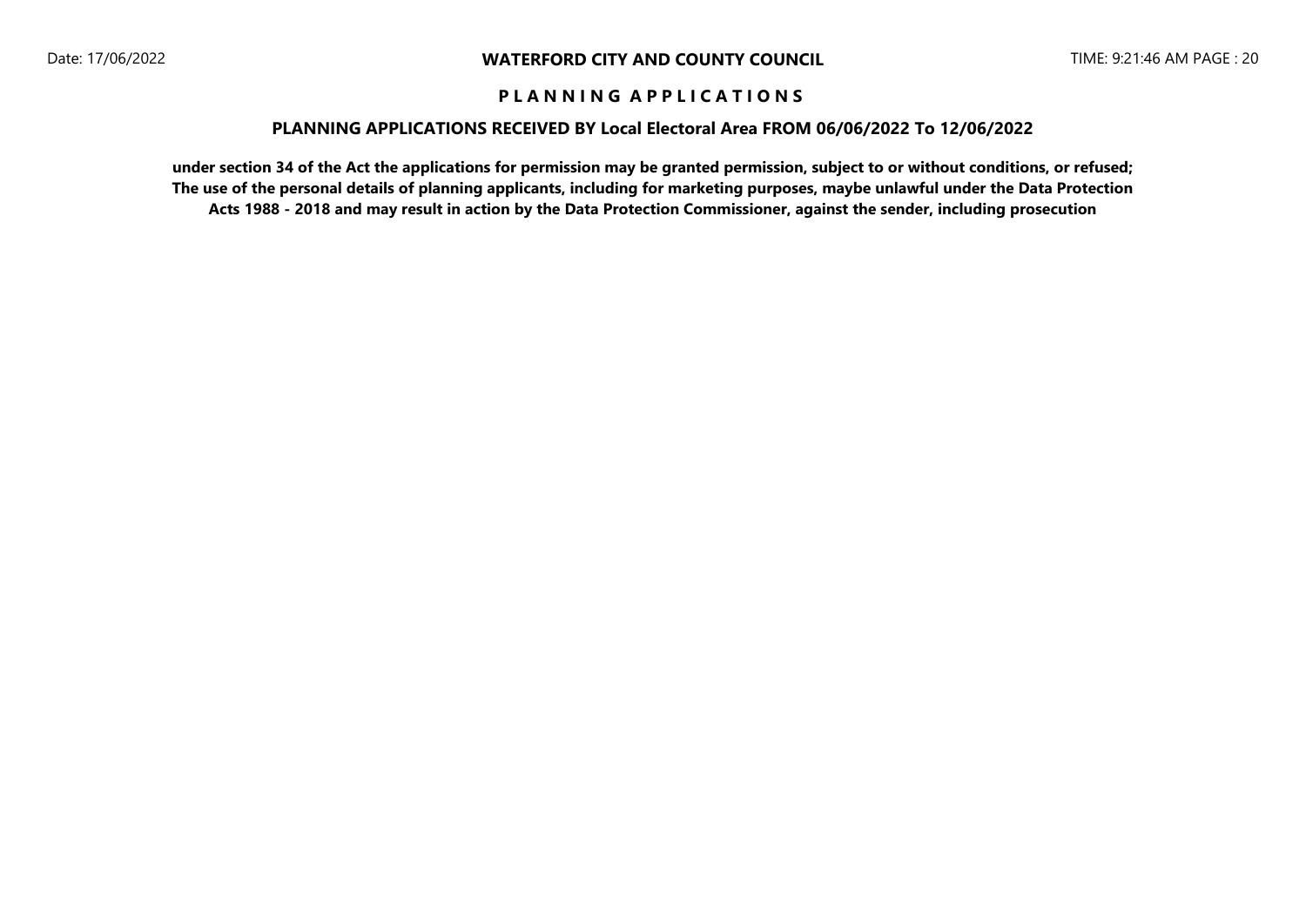# WATERFORD CITY AND COUNTY COUNCIL

## P L A N N I N G A P P L I C A T I O N S

### PLANNING APPLICATIONS RECEIVED BY Local Electoral Area FROM 06/06/2022 To 12/06/2022

**under section 34 of the Act the applications for permission may be granted permission, subject to or without conditions, or refused; The use of the personal details of planning applicants, including for marketing purposes, maybe unlawful under the Data Protection Acts 1988 - 2018 and may result in action by the Data Protection Commissioner, against the sender, including prosecution**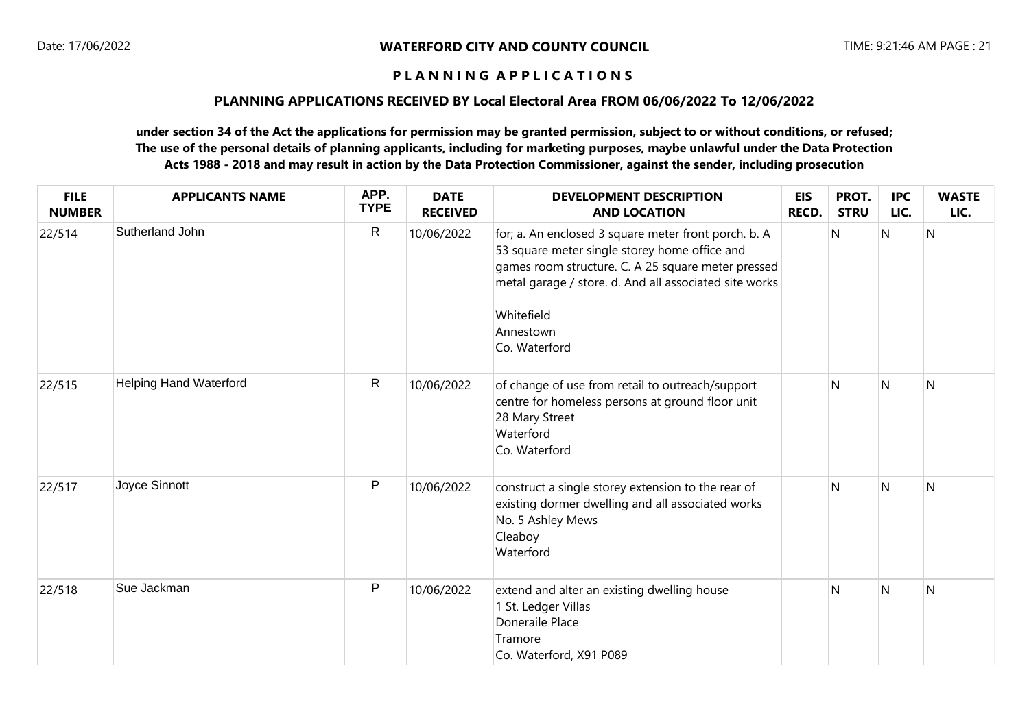**WATERFORD CITY AND COUNTY COUNCIL**

**P L A N N I N G   A P P L I C A T I O N S**

**PLANNING APPLICATIONS RECEIVED BY Local Electoral Area FROM 06/06/2022 To 12/06/2022**

**under section 34 of the Act the applications for permission may be granted permission, subject to or without conditions, or refused; The use of the personal details of planning applicants, including for marketing purposes, maybe unlawful under the Data Protection Acts 1988 - 2018 and may result in action by the Data Protection Commissioner, against the sender, including prosecution**

| FILE NUMBER | APPLICANTS NAME | APP. TYPE | DATE RECEIVED | DEVELOPMENT DESCRIPTION AND LOCATION | EIS RECD. | PROT. STRU | IPC LIC. | WASTE LIC. |
|---|---|---|---|---|---|---|---|---|
| 22/514 | Sutherland John | R | 10/06/2022 | for; a. An enclosed 3 square meter front porch. b. A 53 square meter single storey home office and games room structure. C. A 25 square meter pressed metal garage / store. d. And all associated site works<br><br>Whitefield<br>Annestown<br>Co. Waterford | | N | N | N |
| 22/515 | Helping Hand Waterford | R | 10/06/2022 | of change of use from retail to outreach/support centre for homeless persons at ground floor unit<br>28 Mary Street<br>Waterford<br>Co. Waterford | | N | N | N |
| 22/517 | Joyce Sinnott | P | 10/06/2022 | construct a single storey extension to the rear of existing dormer dwelling and all associated works<br>No. 5 Ashley Mews<br>Cleaboy<br>Waterford | | N | N | N |
| 22/518 | Sue Jackman | P | 10/06/2022 | extend and alter an existing dwelling house<br>1 St. Ledger Villas<br>Doneraile Place<br>Tramore<br>Co. Waterford, X91 P089 | | N | N | N |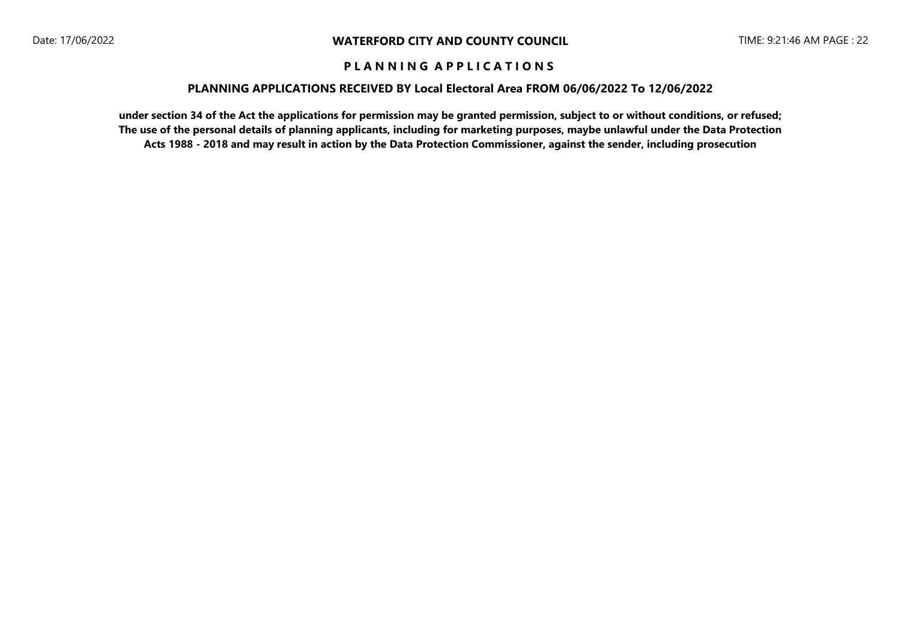**WATERFORD CITY AND COUNTY COUNCIL**

**P L A N N I N G   A P P L I C A T I O N S**

**PLANNING APPLICATIONS RECEIVED BY Local Electoral Area FROM 06/06/2022 To 12/06/2022**

**under section 34 of the Act the applications for permission may be granted permission, subject to or without conditions, or refused; The use of the personal details of planning applicants, including for marketing purposes, maybe unlawful under the Data Protection Acts 1988 - 2018 and may result in action by the Data Protection Commissioner, against the sender, including prosecution**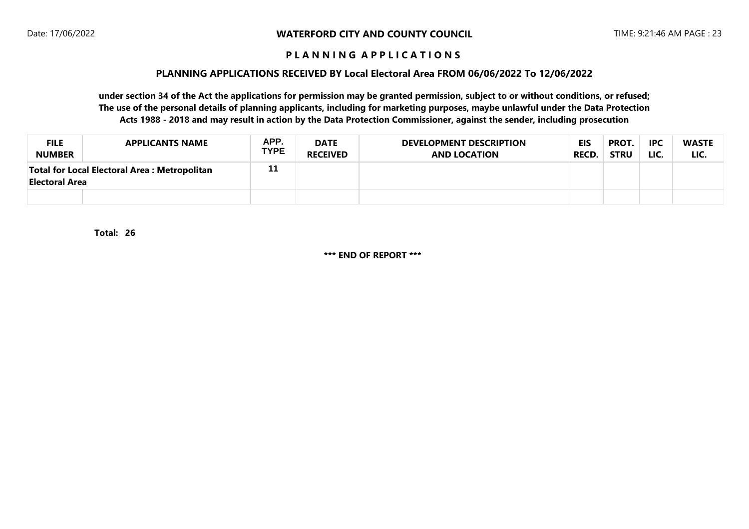**WATERFORD CITY AND COUNTY COUNCIL**

**P L A N N I N G A P P L I C A T I O N S**

**PLANNING APPLICATIONS RECEIVED BY Local Electoral Area FROM 06/06/2022 To 12/06/2022**

**under section 34 of the Act the applications for permission may be granted permission, subject to or without conditions, or refused; The use of the personal details of planning applicants, including for marketing purposes, maybe unlawful under the Data Protection Acts 1988 - 2018 and may result in action by the Data Protection Commissioner, against the sender, including prosecution**

| FILE NUMBER | APPLICANTS NAME | APP. TYPE | DATE RECEIVED | DEVELOPMENT DESCRIPTION AND LOCATION | EIS RECD. | PROT. STRU | IPC LIC. | WASTE LIC. |
|---|---|---|---|---|---|---|---|---|
| **Total for Local Electoral Area : Metropolitan Electoral Area** | | 11 | | | | | | |
| | | | | | | | | |

**Total: 26**

**\*\*\* END OF REPORT \*\*\***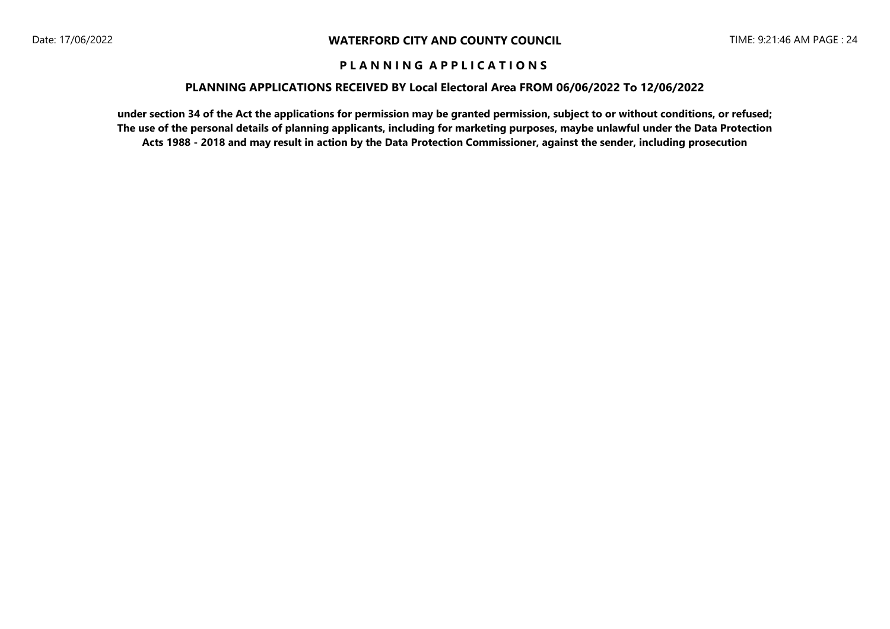# WATERFORD CITY AND COUNTY COUNCIL

## P L A N N I N G   A P P L I C A T I O N S

### PLANNING APPLICATIONS RECEIVED BY Local Electoral Area FROM 06/06/2022 To 12/06/2022

**under section 34 of the Act the applications for permission may be granted permission, subject to or without conditions, or refused; The use of the personal details of planning applicants, including for marketing purposes, maybe unlawful under the Data Protection Acts 1988 - 2018 and may result in action by the Data Protection Commissioner, against the sender, including prosecution**